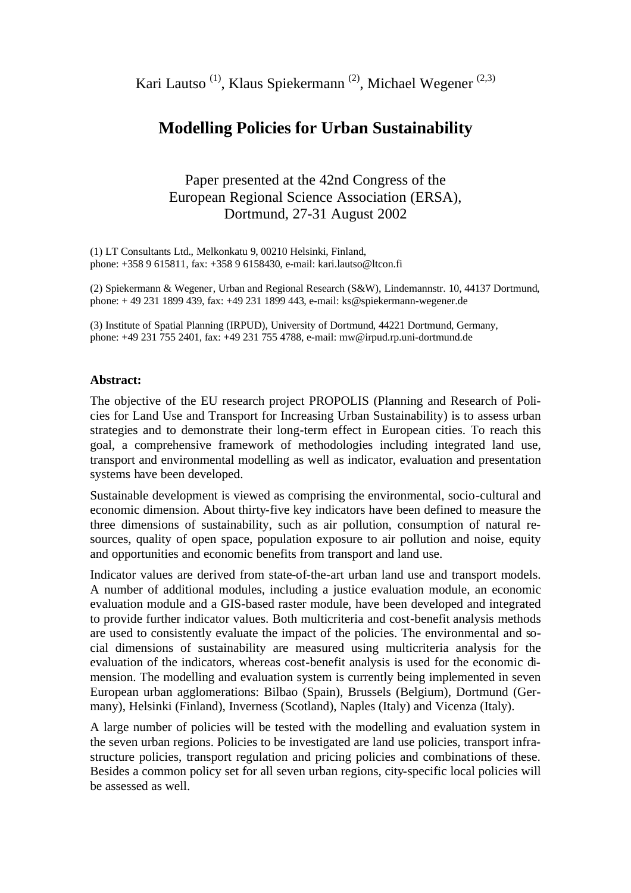Kari Lautso [1], Klaus Spiekermann [2], Michael Wegener [2,3]

# Modelling Policies for Urban Sustainability

Paper presented at the 42nd Congress of the European Regional Science Association (ERSA), Dortmund, 27-31 August 2002

(1) LT Consultants Ltd., Melkonkatu 9, 00210 Helsinki, Finland, phone: +358 9 615811, fax: +358 9 6158430, e-mail: kari.lautso@ltcon.fi

(2) Spiekermann & Wegener, Urban and Regional Research (S&W), Lindemannstr. 10, 44137 Dortmund, phone: + 49 231 1899 439, fax: +49 231 1899 443, e-mail: ks@spiekermann-wegener.de

(3) Institute of Spatial Planning (IRPUD), University of Dortmund, 44221 Dortmund, Germany, phone: +49 231 755 2401, fax: +49 231 755 4788, e-mail: mw@irpud.rp.uni-dortmund.de

**Abstract:**

The objective of the EU research project PROPOLIS (Planning and Research of Policies for Land Use and Transport for Increasing Urban Sustainability) is to assess urban strategies and to demonstrate their long-term effect in European cities. To reach this goal, a comprehensive framework of methodologies including integrated land use, transport and environmental modelling as well as indicator, evaluation and presentation systems have been developed.

Sustainable development is viewed as comprising the environmental, socio-cultural and economic dimension. About thirty-five key indicators have been defined to measure the three dimensions of sustainability, such as air pollution, consumption of natural resources, quality of open space, population exposure to air pollution and noise, equity and opportunities and economic benefits from transport and land use.

Indicator values are derived from state-of-the-art urban land use and transport models. A number of additional modules, including a justice evaluation module, an economic evaluation module and a GIS-based raster module, have been developed and integrated to provide further indicator values. Both multicriteria and cost-benefit analysis methods are used to consistently evaluate the impact of the policies. The environmental and social dimensions of sustainability are measured using multicriteria analysis for the evaluation of the indicators, whereas cost-benefit analysis is used for the economic dimension. The modelling and evaluation system is currently being implemented in seven European urban agglomerations: Bilbao (Spain), Brussels (Belgium), Dortmund (Germany), Helsinki (Finland), Inverness (Scotland), Naples (Italy) and Vicenza (Italy).

A large number of policies will be tested with the modelling and evaluation system in the seven urban regions. Policies to be investigated are land use policies, transport infrastructure policies, transport regulation and pricing policies and combinations of these. Besides a common policy set for all seven urban regions, city-specific local policies will be assessed as well.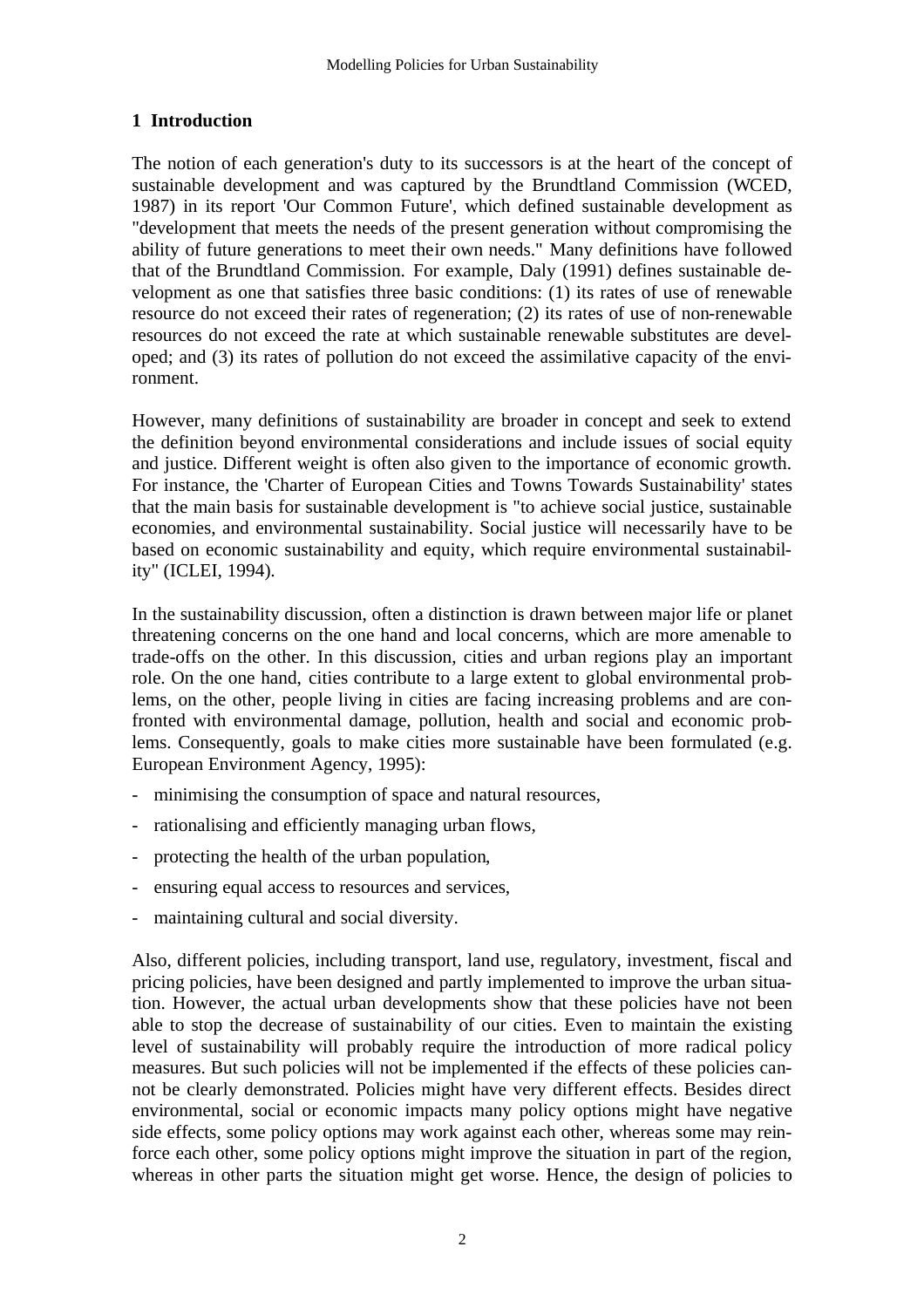## 1 Introduction

The notion of each generation's duty to its successors is at the heart of the concept of sustainable development and was captured by the Brundtland Commission (WCED, 1987) in its report 'Our Common Future', which defined sustainable development as "development that meets the needs of the present generation without compromising the ability of future generations to meet their own needs." Many definitions have followed that of the Brundtland Commission. For example, Daly (1991) defines sustainable development as one that satisfies three basic conditions: (1) its rates of use of renewable resource do not exceed their rates of regeneration; (2) its rates of use of non-renewable resources do not exceed the rate at which sustainable renewable substitutes are developed; and (3) its rates of pollution do not exceed the assimilative capacity of the environment.

However, many definitions of sustainability are broader in concept and seek to extend the definition beyond environmental considerations and include issues of social equity and justice. Different weight is often also given to the importance of economic growth. For instance, the 'Charter of European Cities and Towns Towards Sustainability' states that the main basis for sustainable development is "to achieve social justice, sustainable economies, and environmental sustainability. Social justice will necessarily have to be based on economic sustainability and equity, which require environmental sustainability" (ICLEI, 1994).

In the sustainability discussion, often a distinction is drawn between major life or planet threatening concerns on the one hand and local concerns, which are more amenable to trade-offs on the other. In this discussion, cities and urban regions play an important role. On the one hand, cities contribute to a large extent to global environmental problems, on the other, people living in cities are facing increasing problems and are confronted with environmental damage, pollution, health and social and economic problems. Consequently, goals to make cities more sustainable have been formulated (e.g. European Environment Agency, 1995):

- minimising the consumption of space and natural resources,
- rationalising and efficiently managing urban flows,
- protecting the health of the urban population,
- ensuring equal access to resources and services,
- maintaining cultural and social diversity.

Also, different policies, including transport, land use, regulatory, investment, fiscal and pricing policies, have been designed and partly implemented to improve the urban situation. However, the actual urban developments show that these policies have not been able to stop the decrease of sustainability of our cities. Even to maintain the existing level of sustainability will probably require the introduction of more radical policy measures. But such policies will not be implemented if the effects of these policies cannot be clearly demonstrated. Policies might have very different effects. Besides direct environmental, social or economic impacts many policy options might have negative side effects, some policy options may work against each other, whereas some may reinforce each other, some policy options might improve the situation in part of the region, whereas in other parts the situation might get worse. Hence, the design of policies to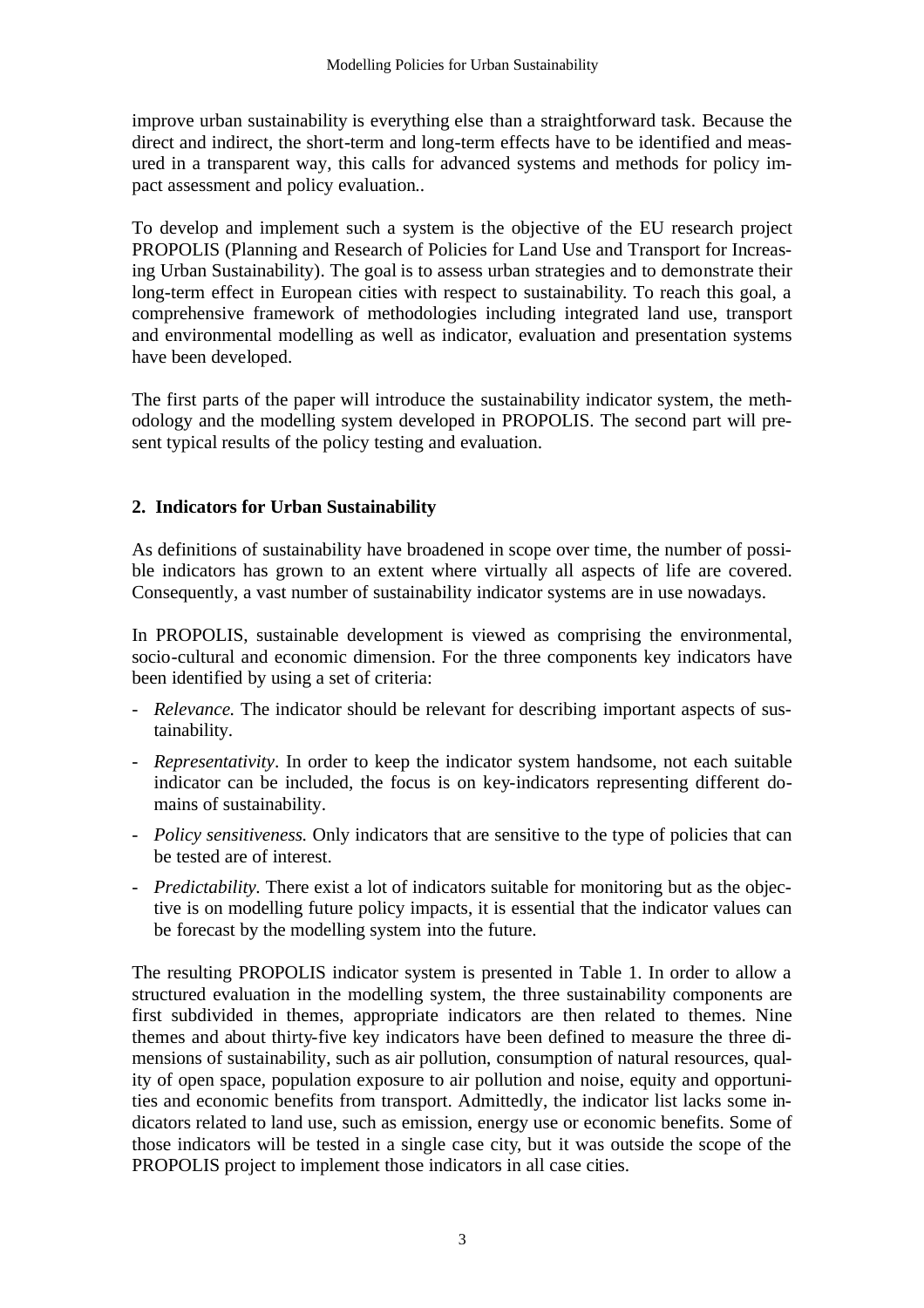improve urban sustainability is everything else than a straightforward task. Because the direct and indirect, the short-term and long-term effects have to be identified and measured in a transparent way, this calls for advanced systems and methods for policy impact assessment and policy evaluation..

To develop and implement such a system is the objective of the EU research project PROPOLIS (Planning and Research of Policies for Land Use and Transport for Increasing Urban Sustainability). The goal is to assess urban strategies and to demonstrate their long-term effect in European cities with respect to sustainability. To reach this goal, a comprehensive framework of methodologies including integrated land use, transport and environmental modelling as well as indicator, evaluation and presentation systems have been developed.

The first parts of the paper will introduce the sustainability indicator system, the methodology and the modelling system developed in PROPOLIS. The second part will present typical results of the policy testing and evaluation.

## 2. Indicators for Urban Sustainability

As definitions of sustainability have broadened in scope over time, the number of possible indicators has grown to an extent where virtually all aspects of life are covered. Consequently, a vast number of sustainability indicator systems are in use nowadays.

In PROPOLIS, sustainable development is viewed as comprising the environmental, socio-cultural and economic dimension. For the three components key indicators have been identified by using a set of criteria:

- *Relevance.* The indicator should be relevant for describing important aspects of sustainability.
- *Representativity*. In order to keep the indicator system handsome, not each suitable indicator can be included, the focus is on key-indicators representing different domains of sustainability.
- *Policy sensitiveness.* Only indicators that are sensitive to the type of policies that can be tested are of interest.
- *Predictability.* There exist a lot of indicators suitable for monitoring but as the objective is on modelling future policy impacts, it is essential that the indicator values can be forecast by the modelling system into the future.

The resulting PROPOLIS indicator system is presented in Table 1. In order to allow a structured evaluation in the modelling system, the three sustainability components are first subdivided in themes, appropriate indicators are then related to themes. Nine themes and about thirty-five key indicators have been defined to measure the three dimensions of sustainability, such as air pollution, consumption of natural resources, quality of open space, population exposure to air pollution and noise, equity and opportunities and economic benefits from transport. Admittedly, the indicator list lacks some indicators related to land use, such as emission, energy use or economic benefits. Some of those indicators will be tested in a single case city, but it was outside the scope of the PROPOLIS project to implement those indicators in all case cities.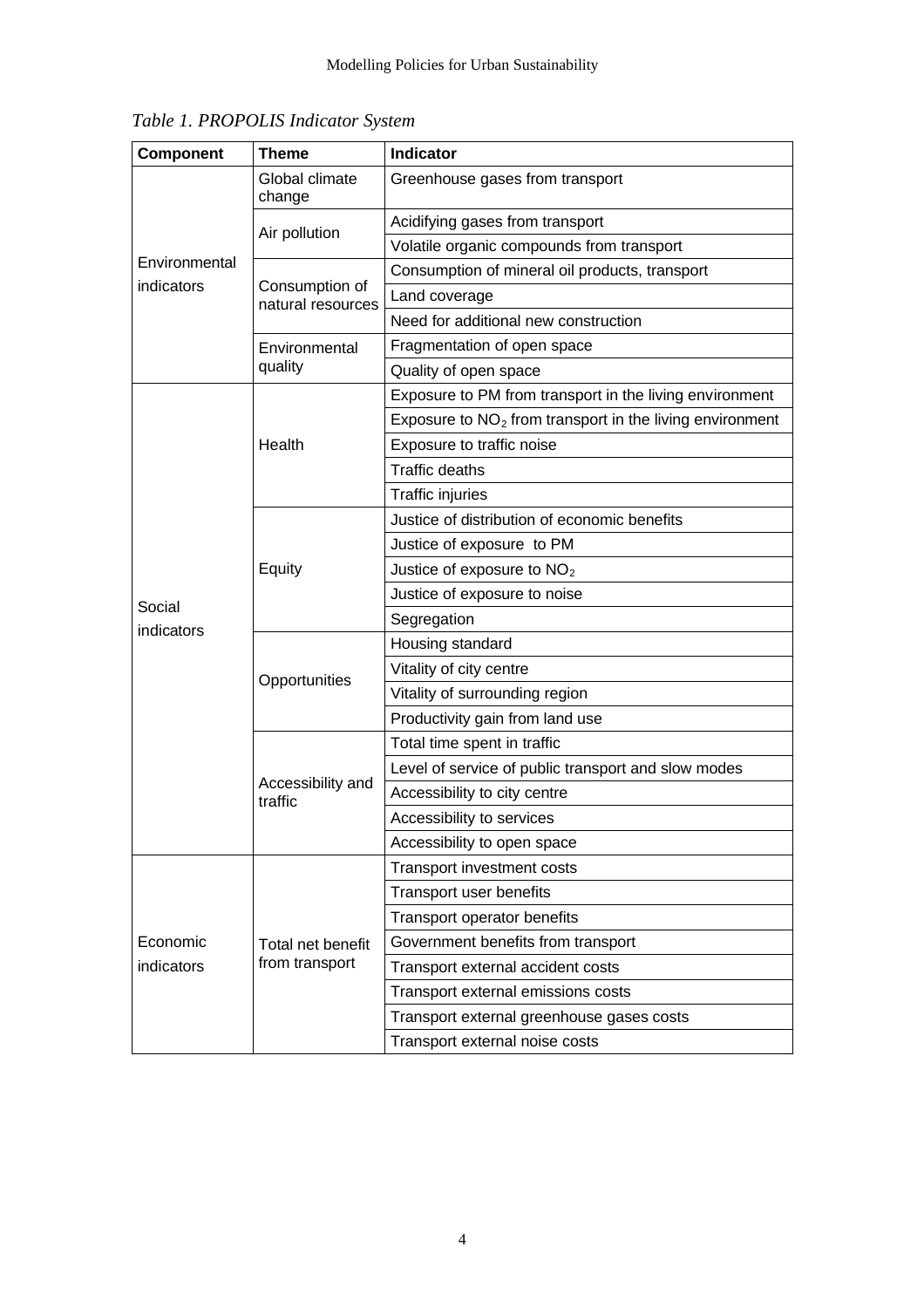*Table 1. PROPOLIS Indicator System*

| Component | Theme | Indicator |
|---|---|---|
| Environmental indicators | Global climate change | Greenhouse gases from transport |
| | Air pollution | Acidifying gases from transport |
| | | Volatile organic compounds from transport |
| | Consumption of natural resources | Consumption of mineral oil products, transport |
| | | Land coverage |
| | | Need for additional new construction |
| | Environmental quality | Fragmentation of open space |
| | | Quality of open space |
| Social indicators | Health | Exposure to PM from transport in the living environment |
| | | Exposure to $NO_2$ from transport in the living environment |
| | | Exposure to traffic noise |
| | | Traffic deaths |
| | | Traffic injuries |
| | Equity | Justice of distribution of economic benefits |
| | | Justice of exposure to PM |
| | | Justice of exposure to $NO_2$ |
| | | Justice of exposure to noise |
| | | Segregation |
| | Opportunities | Housing standard |
| | | Vitality of city centre |
| | | Vitality of surrounding region |
| | | Productivity gain from land use |
| | Accessibility and traffic | Total time spent in traffic |
| | | Level of service of public transport and slow modes |
| | | Accessibility to city centre |
| | | Accessibility to services |
| | | Accessibility to open space |
| Economic indicators | Total net benefit from transport | Transport investment costs |
| | | Transport user benefits |
| | | Transport operator benefits |
| | | Government benefits from transport |
| | | Transport external accident costs |
| | | Transport external emissions costs |
| | | Transport external greenhouse gases costs |
| | | Transport external noise costs |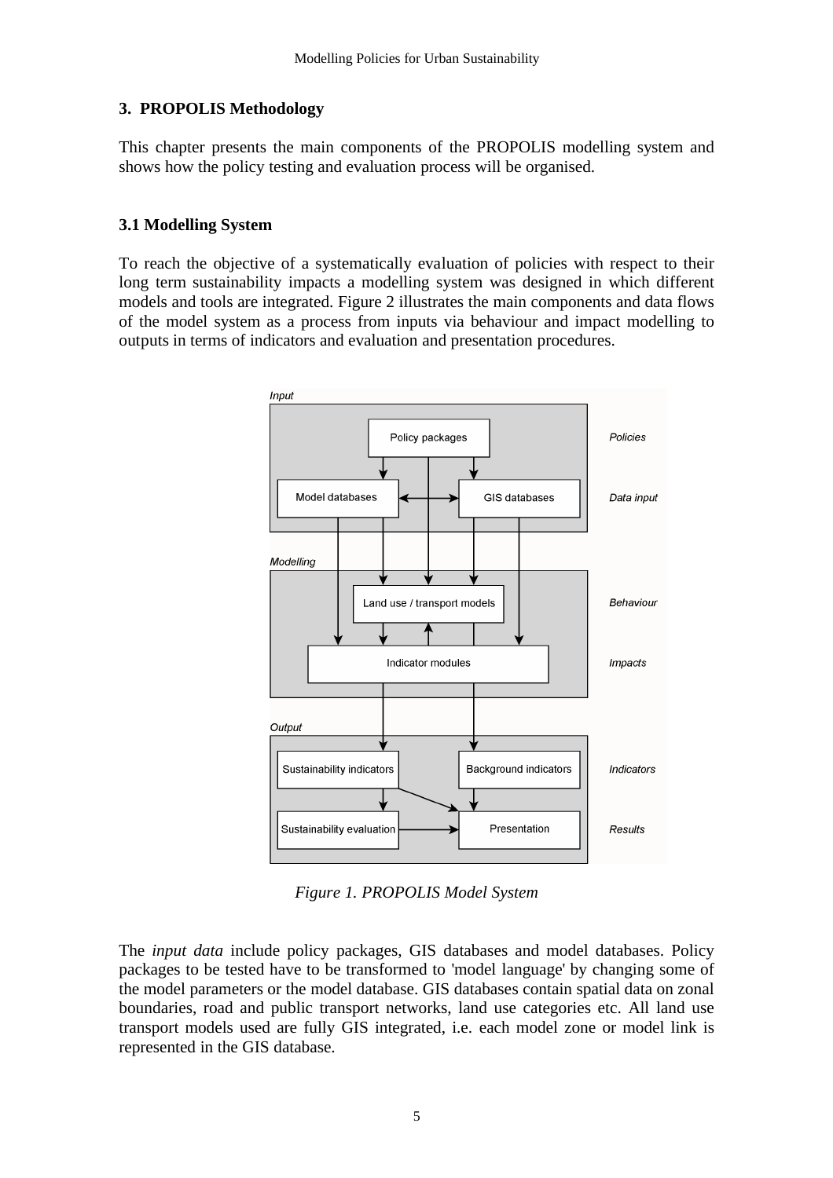## 3. PROPOLIS Methodology

This chapter presents the main components of the PROPOLIS modelling system and shows how the policy testing and evaluation process will be organised.

### 3.1 Modelling System

To reach the objective of a systematically evaluation of policies with respect to their long term sustainability impacts a modelling system was designed in which different models and tools are integrated. Figure 2 illustrates the main components and data flows of the model system as a process from inputs via behaviour and impact modelling to outputs in terms of indicators and evaluation and presentation procedures.

*Figure 1. PROPOLIS Model System*

The *input data* include policy packages, GIS databases and model databases. Policy packages to be tested have to be transformed to 'model language' by changing some of the model parameters or the model database. GIS databases contain spatial data on zonal boundaries, road and public transport networks, land use categories etc. All land use transport models used are fully GIS integrated, i.e. each model zone or model link is represented in the GIS database.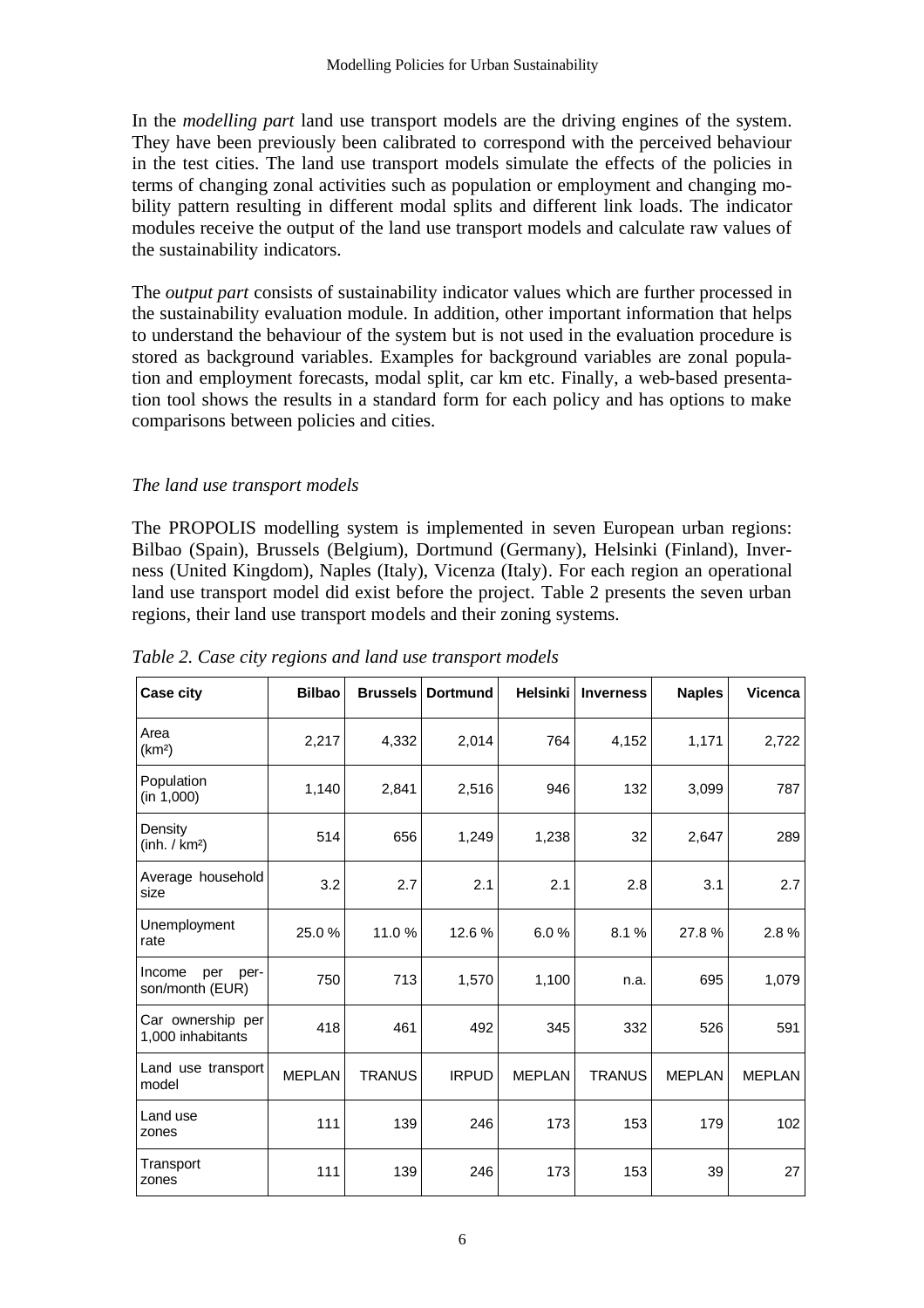In the *modelling part* land use transport models are the driving engines of the system. They have been previously been calibrated to correspond with the perceived behaviour in the test cities. The land use transport models simulate the effects of the policies in terms of changing zonal activities such as population or employment and changing mobility pattern resulting in different modal splits and different link loads. The indicator modules receive the output of the land use transport models and calculate raw values of the sustainability indicators.

The *output part* consists of sustainability indicator values which are further processed in the sustainability evaluation module. In addition, other important information that helps to understand the behaviour of the system but is not used in the evaluation procedure is stored as background variables. Examples for background variables are zonal population and employment forecasts, modal split, car km etc. Finally, a web-based presentation tool shows the results in a standard form for each policy and has options to make comparisons between policies and cities.

*The land use transport models*

The PROPOLIS modelling system is implemented in seven European urban regions: Bilbao (Spain), Brussels (Belgium), Dortmund (Germany), Helsinki (Finland), Inverness (United Kingdom), Naples (Italy), Vicenza (Italy). For each region an operational land use transport model did exist before the project. Table 2 presents the seven urban regions, their land use transport models and their zoning systems.

*Table 2. Case city regions and land use transport models*

| Case city | Bilbao | Brussels | Dortmund | Helsinki | Inverness | Naples | Vicenca |
|---|---|---|---|---|---|---|---|
| Area (km²) | 2,217 | 4,332 | 2,014 | 764 | 4,152 | 1,171 | 2,722 |
| Population (in 1,000) | 1,140 | 2,841 | 2,516 | 946 | 132 | 3,099 | 787 |
| Density (inh. / km²) | 514 | 656 | 1,249 | 1,238 | 32 | 2,647 | 289 |
| Average household size | 3.2 | 2.7 | 2.1 | 2.1 | 2.8 | 3.1 | 2.7 |
| Unemployment rate | 25.0 % | 11.0 % | 12.6 % | 6.0 % | 8.1 % | 27.8 % | 2.8 % |
| Income per person/month (EUR) | 750 | 713 | 1,570 | 1,100 | n.a. | 695 | 1,079 |
| Car ownership per 1,000 inhabitants | 418 | 461 | 492 | 345 | 332 | 526 | 591 |
| Land use transport model | MEPLAN | TRANUS | IRPUD | MEPLAN | TRANUS | MEPLAN | MEPLAN |
| Land use zones | 111 | 139 | 246 | 173 | 153 | 179 | 102 |
| Transport zones | 111 | 139 | 246 | 173 | 153 | 39 | 27 |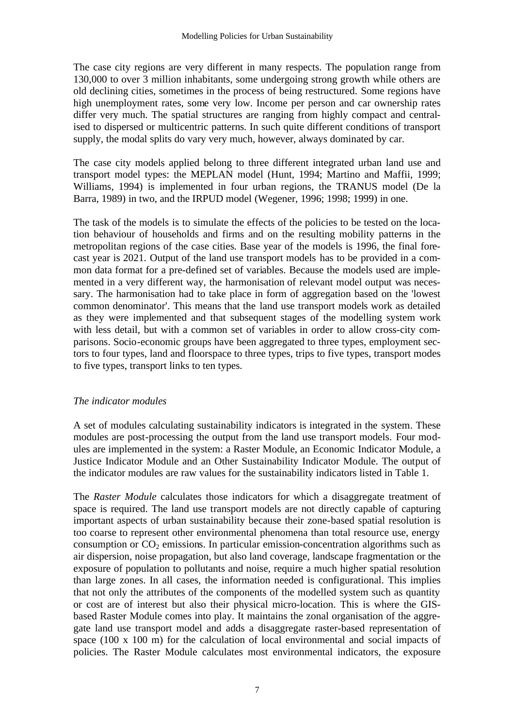The case city regions are very different in many respects. The population range from 130,000 to over 3 million inhabitants, some undergoing strong growth while others are old declining cities, sometimes in the process of being restructured. Some regions have high unemployment rates, some very low. Income per person and car ownership rates differ very much. The spatial structures are ranging from highly compact and centralised to dispersed or multicentric patterns. In such quite different conditions of transport supply, the modal splits do vary very much, however, always dominated by car.

The case city models applied belong to three different integrated urban land use and transport model types: the MEPLAN model (Hunt, 1994; Martino and Maffii, 1999; Williams, 1994) is implemented in four urban regions, the TRANUS model (De la Barra, 1989) in two, and the IRPUD model (Wegener, 1996; 1998; 1999) in one.

The task of the models is to simulate the effects of the policies to be tested on the location behaviour of households and firms and on the resulting mobility patterns in the metropolitan regions of the case cities. Base year of the models is 1996, the final forecast year is 2021. Output of the land use transport models has to be provided in a common data format for a pre-defined set of variables. Because the models used are implemented in a very different way, the harmonisation of relevant model output was necessary. The harmonisation had to take place in form of aggregation based on the 'lowest common denominator'. This means that the land use transport models work as detailed as they were implemented and that subsequent stages of the modelling system work with less detail, but with a common set of variables in order to allow cross-city comparisons. Socio-economic groups have been aggregated to three types, employment sectors to four types, land and floorspace to three types, trips to five types, transport modes to five types, transport links to ten types.

### *The indicator modules*

A set of modules calculating sustainability indicators is integrated in the system. These modules are post-processing the output from the land use transport models. Four modules are implemented in the system: a Raster Module, an Economic Indicator Module, a Justice Indicator Module and an Other Sustainability Indicator Module. The output of the indicator modules are raw values for the sustainability indicators listed in Table 1.

The *Raster Module* calculates those indicators for which a disaggregate treatment of space is required. The land use transport models are not directly capable of capturing important aspects of urban sustainability because their zone-based spatial resolution is too coarse to represent other environmental phenomena than total resource use, energy consumption or $CO_2$ emissions. In particular emission-concentration algorithms such as air dispersion, noise propagation, but also land coverage, landscape fragmentation or the exposure of population to pollutants and noise, require a much higher spatial resolution than large zones. In all cases, the information needed is configurational. This implies that not only the attributes of the components of the modelled system such as quantity or cost are of interest but also their physical micro-location. This is where the GIS-based Raster Module comes into play. It maintains the zonal organisation of the aggregate land use transport model and adds a disaggregate raster-based representation of space (100 x 100 m) for the calculation of local environmental and social impacts of policies. The Raster Module calculates most environmental indicators, the exposure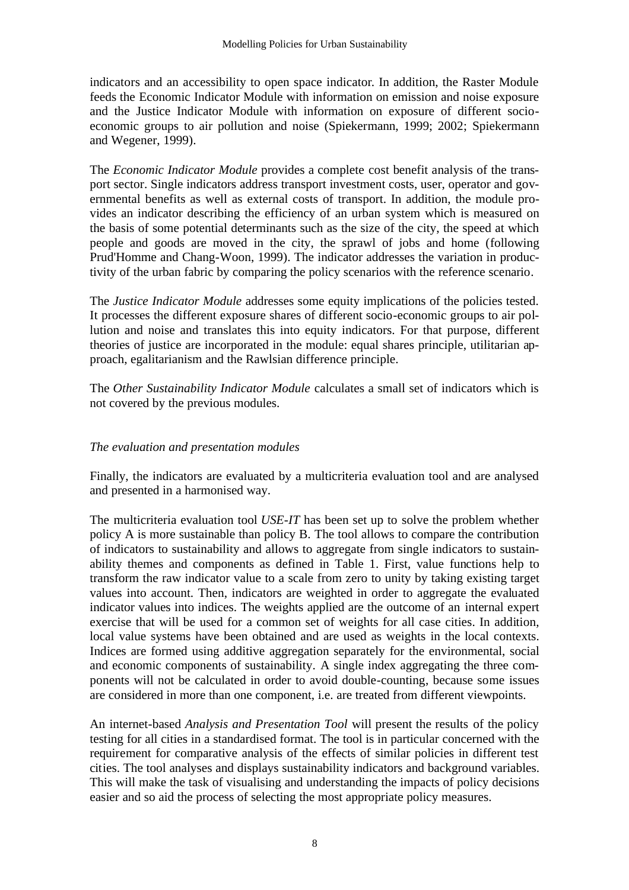indicators and an accessibility to open space indicator. In addition, the Raster Module feeds the Economic Indicator Module with information on emission and noise exposure and the Justice Indicator Module with information on exposure of different socio-economic groups to air pollution and noise (Spiekermann, 1999; 2002; Spiekermann and Wegener, 1999).

The *Economic Indicator Module* provides a complete cost benefit analysis of the transport sector. Single indicators address transport investment costs, user, operator and governmental benefits as well as external costs of transport. In addition, the module provides an indicator describing the efficiency of an urban system which is measured on the basis of some potential determinants such as the size of the city, the speed at which people and goods are moved in the city, the sprawl of jobs and home (following Prud'Homme and Chang-Woon, 1999). The indicator addresses the variation in productivity of the urban fabric by comparing the policy scenarios with the reference scenario.

The *Justice Indicator Module* addresses some equity implications of the policies tested. It processes the different exposure shares of different socio-economic groups to air pollution and noise and translates this into equity indicators. For that purpose, different theories of justice are incorporated in the module: equal shares principle, utilitarian approach, egalitarianism and the Rawlsian difference principle.

The *Other Sustainability Indicator Module* calculates a small set of indicators which is not covered by the previous modules.

*The evaluation and presentation modules*

Finally, the indicators are evaluated by a multicriteria evaluation tool and are analysed and presented in a harmonised way.

The multicriteria evaluation tool *USE-IT* has been set up to solve the problem whether policy A is more sustainable than policy B. The tool allows to compare the contribution of indicators to sustainability and allows to aggregate from single indicators to sustainability themes and components as defined in Table 1. First, value functions help to transform the raw indicator value to a scale from zero to unity by taking existing target values into account. Then, indicators are weighted in order to aggregate the evaluated indicator values into indices. The weights applied are the outcome of an internal expert exercise that will be used for a common set of weights for all case cities. In addition, local value systems have been obtained and are used as weights in the local contexts. Indices are formed using additive aggregation separately for the environmental, social and economic components of sustainability. A single index aggregating the three components will not be calculated in order to avoid double-counting, because some issues are considered in more than one component, i.e. are treated from different viewpoints.

An internet-based *Analysis and Presentation Tool* will present the results of the policy testing for all cities in a standardised format. The tool is in particular concerned with the requirement for comparative analysis of the effects of similar policies in different test cities. The tool analyses and displays sustainability indicators and background variables. This will make the task of visualising and understanding the impacts of policy decisions easier and so aid the process of selecting the most appropriate policy measures.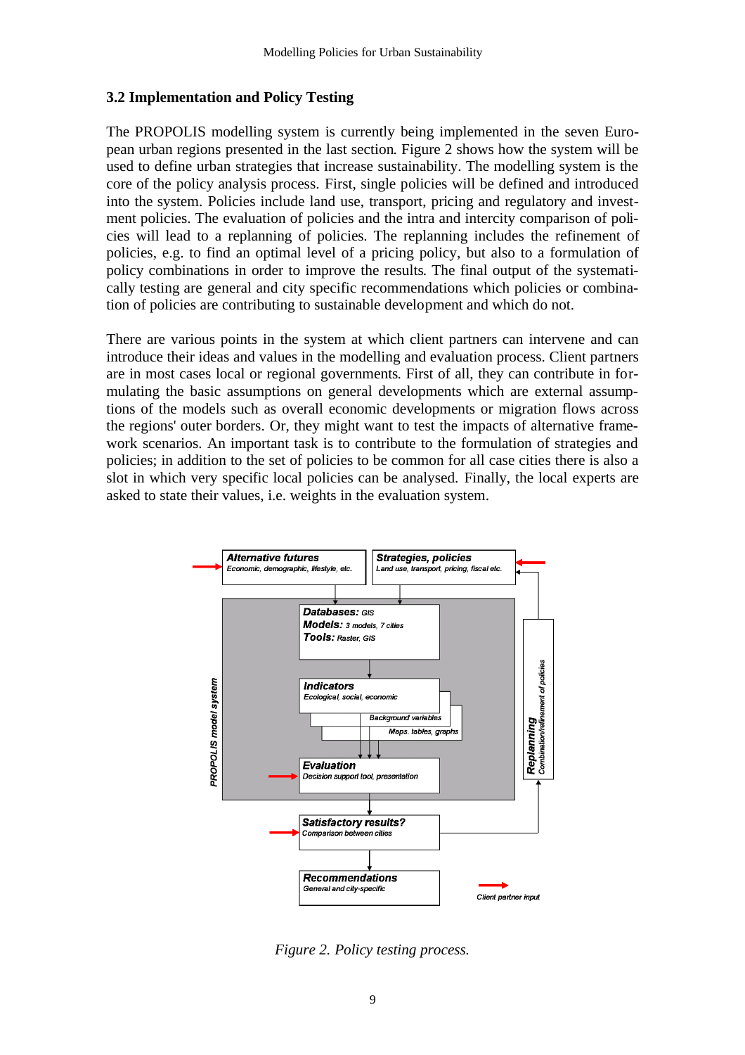### 3.2 Implementation and Policy Testing

The PROPOLIS modelling system is currently being implemented in the seven European urban regions presented in the last section. Figure 2 shows how the system will be used to define urban strategies that increase sustainability. The modelling system is the core of the policy analysis process. First, single policies will be defined and introduced into the system. Policies include land use, transport, pricing and regulatory and investment policies. The evaluation of policies and the intra and intercity comparison of policies will lead to a replanning of policies. The replanning includes the refinement of policies, e.g. to find an optimal level of a pricing policy, but also to a formulation of policy combinations in order to improve the results. The final output of the systematically testing are general and city specific recommendations which policies or combination of policies are contributing to sustainable development and which do not.

There are various points in the system at which client partners can intervene and can introduce their ideas and values in the modelling and evaluation process. Client partners are in most cases local or regional governments. First of all, they can contribute in formulating the basic assumptions on general developments which are external assumptions of the models such as overall economic developments or migration flows across the regions' outer borders. Or, they might want to test the impacts of alternative framework scenarios. An important task is to contribute to the formulation of strategies and policies; in addition to the set of policies to be common for all case cities there is also a slot in which very specific local policies can be analysed. Finally, the local experts are asked to state their values, i.e. weights in the evaluation system.

*Figure 2. Policy testing process.*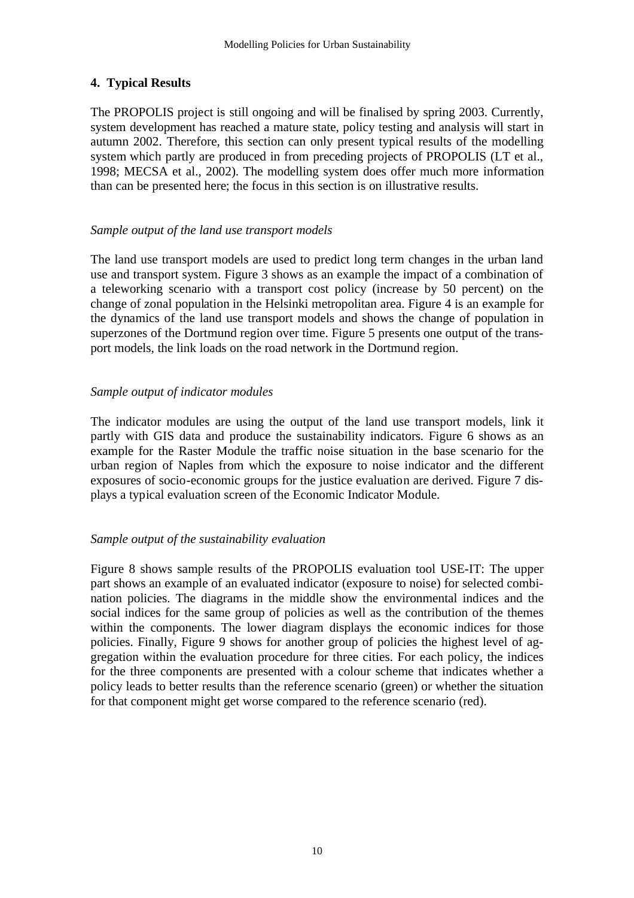## 4. Typical Results

The PROPOLIS project is still ongoing and will be finalised by spring 2003. Currently, system development has reached a mature state, policy testing and analysis will start in autumn 2002. Therefore, this section can only present typical results of the modelling system which partly are produced in from preceding projects of PROPOLIS (LT et al., 1998; MECSA et al., 2002). The modelling system does offer much more information than can be presented here; the focus in this section is on illustrative results.

*Sample output of the land use transport models*

The land use transport models are used to predict long term changes in the urban land use and transport system. Figure 3 shows as an example the impact of a combination of a teleworking scenario with a transport cost policy (increase by 50 percent) on the change of zonal population in the Helsinki metropolitan area. Figure 4 is an example for the dynamics of the land use transport models and shows the change of population in superzones of the Dortmund region over time. Figure 5 presents one output of the transport models, the link loads on the road network in the Dortmund region.

*Sample output of indicator modules*

The indicator modules are using the output of the land use transport models, link it partly with GIS data and produce the sustainability indicators. Figure 6 shows as an example for the Raster Module the traffic noise situation in the base scenario for the urban region of Naples from which the exposure to noise indicator and the different exposures of socio-economic groups for the justice evaluation are derived. Figure 7 displays a typical evaluation screen of the Economic Indicator Module.

*Sample output of the sustainability evaluation*

Figure 8 shows sample results of the PROPOLIS evaluation tool USE-IT: The upper part shows an example of an evaluated indicator (exposure to noise) for selected combination policies. The diagrams in the middle show the environmental indices and the social indices for the same group of policies as well as the contribution of the themes within the components. The lower diagram displays the economic indices for those policies. Finally, Figure 9 shows for another group of policies the highest level of aggregation within the evaluation procedure for three cities. For each policy, the indices for the three components are presented with a colour scheme that indicates whether a policy leads to better results than the reference scenario (green) or whether the situation for that component might get worse compared to the reference scenario (red).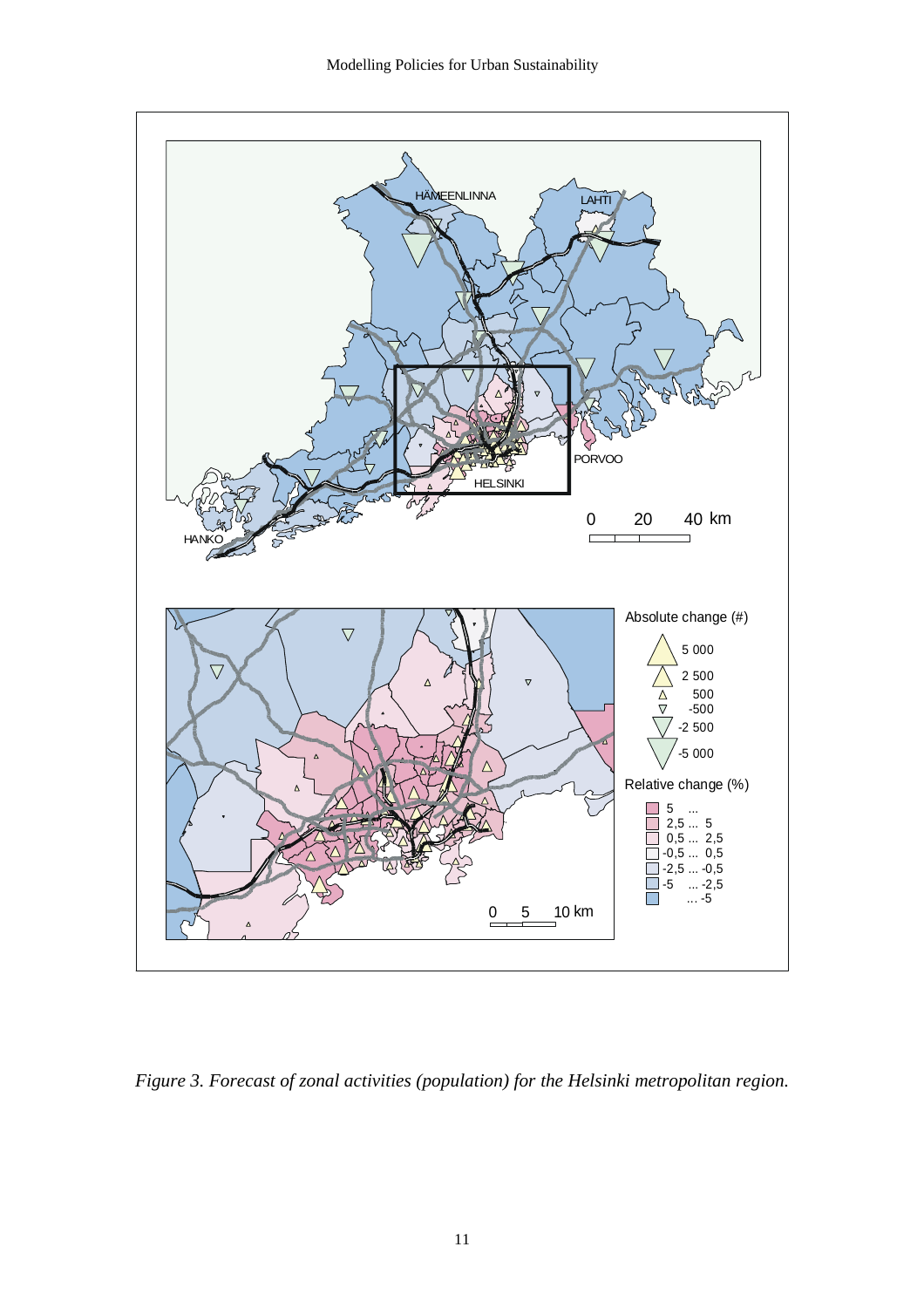*Figure 3. Forecast of zonal activities (population) for the Helsinki metropolitan region.*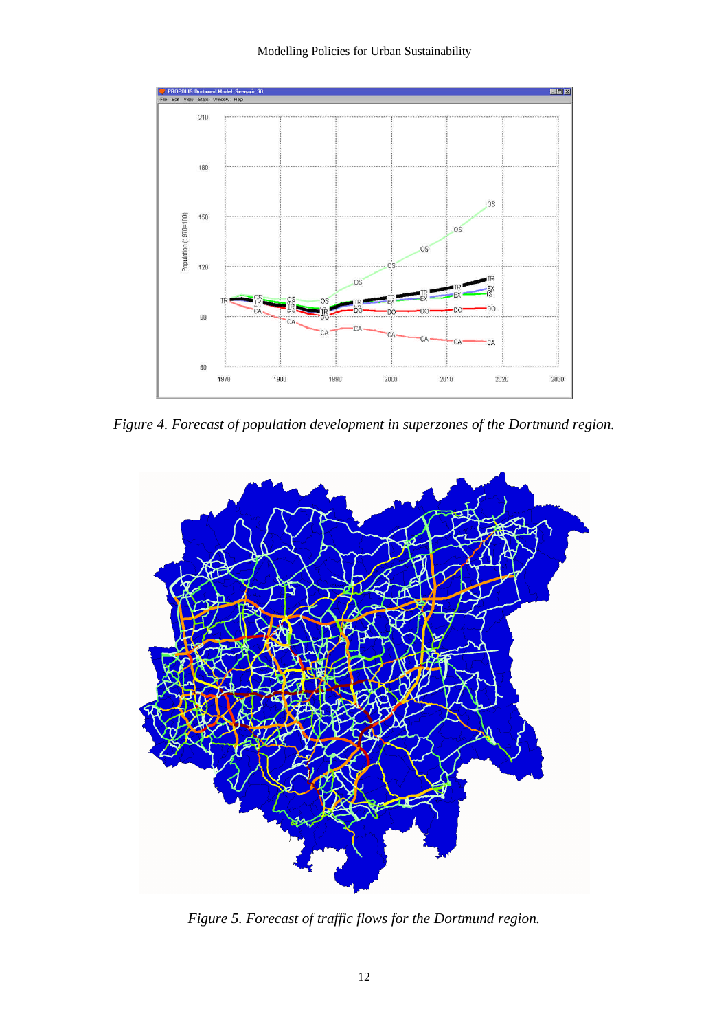*Figure 4. Forecast of population development in superzones of the Dortmund region.*

*Figure 5. Forecast of traffic flows for the Dortmund region.*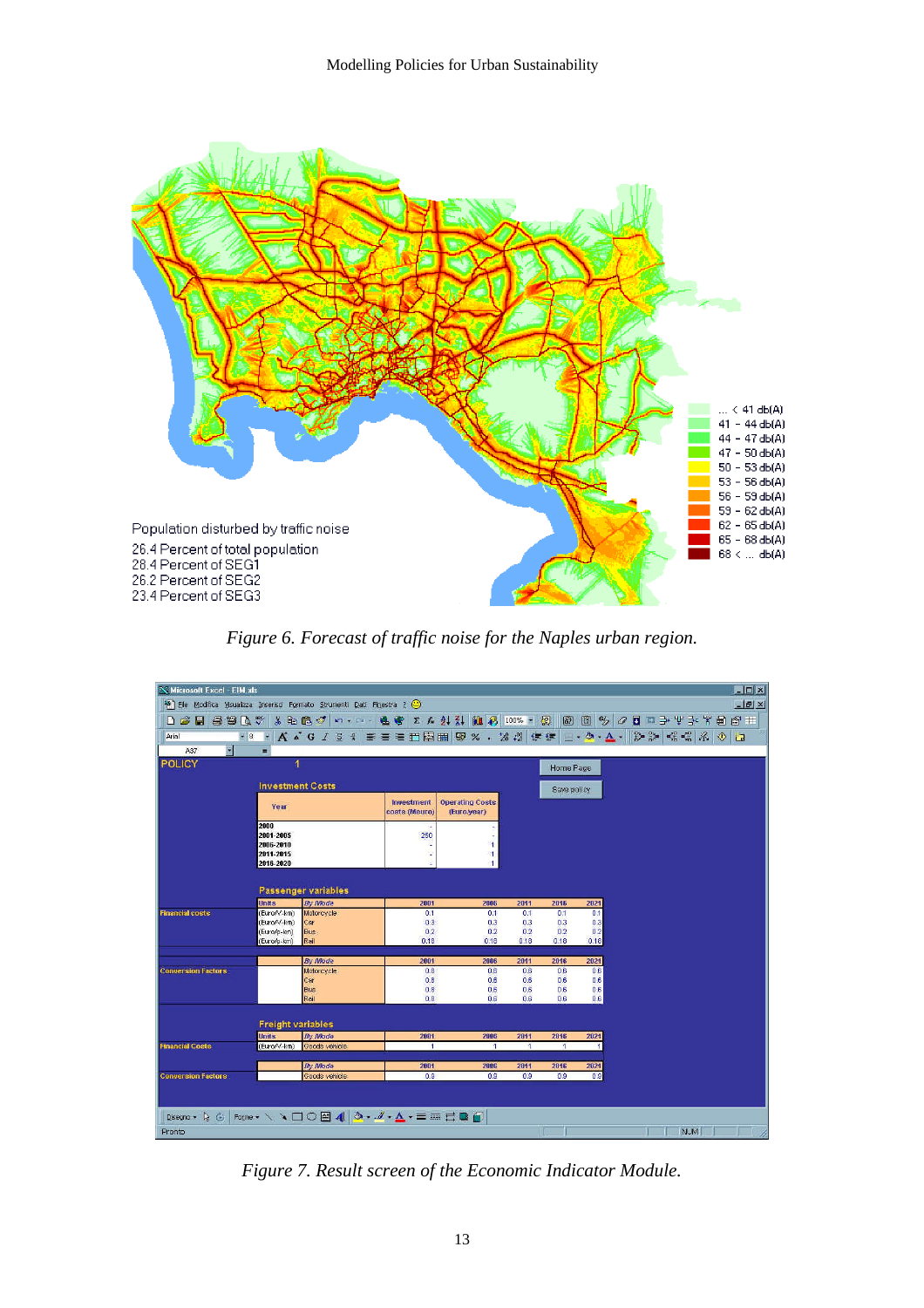*Figure 6. Forecast of traffic noise for the Naples urban region.*

*Figure 7. Result screen of the Economic Indicator Module.*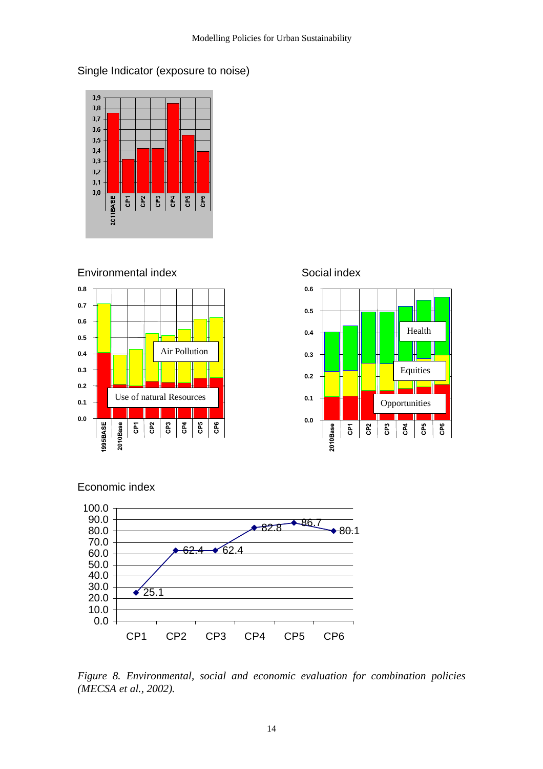Single Indicator (exposure to noise)

Environmental index

Social index

Economic index

*Figure 8. Environmental, social and economic evaluation for combination policies (MECSA et al., 2002).*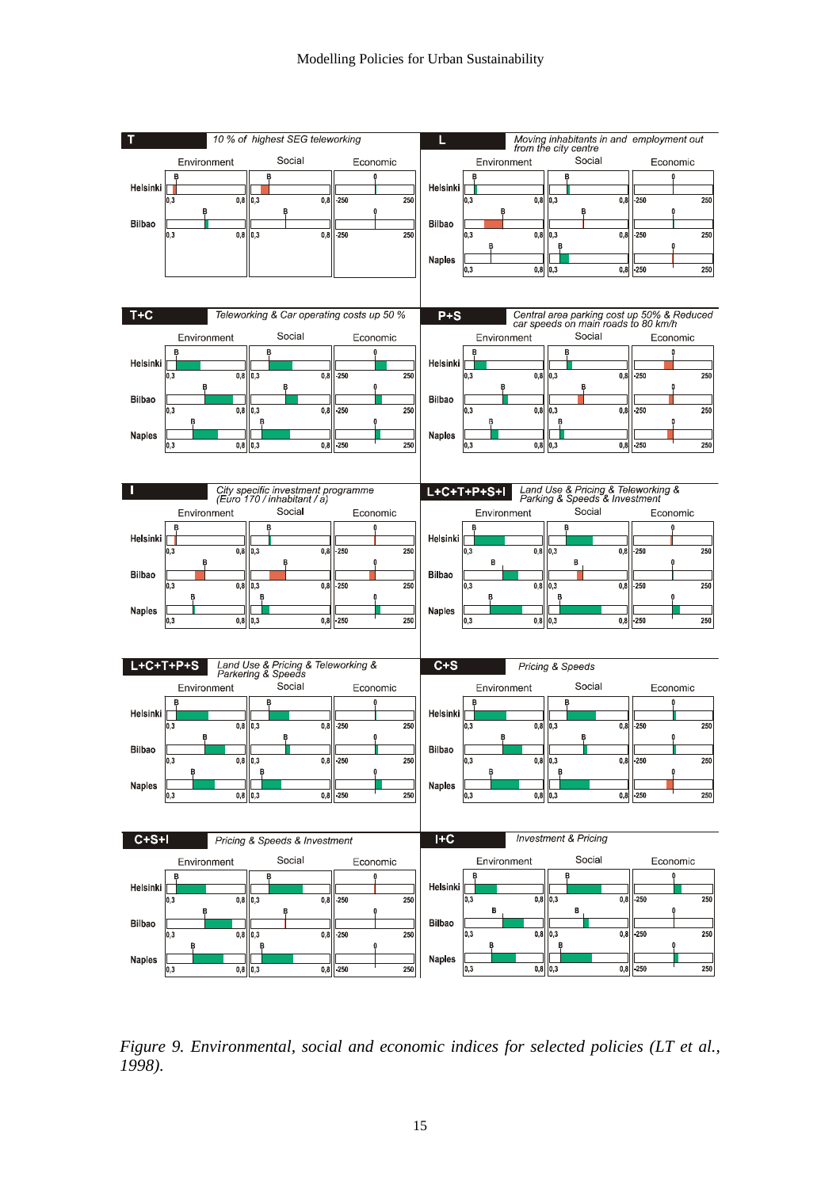Figure 9. Environmental, social and economic indices for selected policies (LT et al., 1998).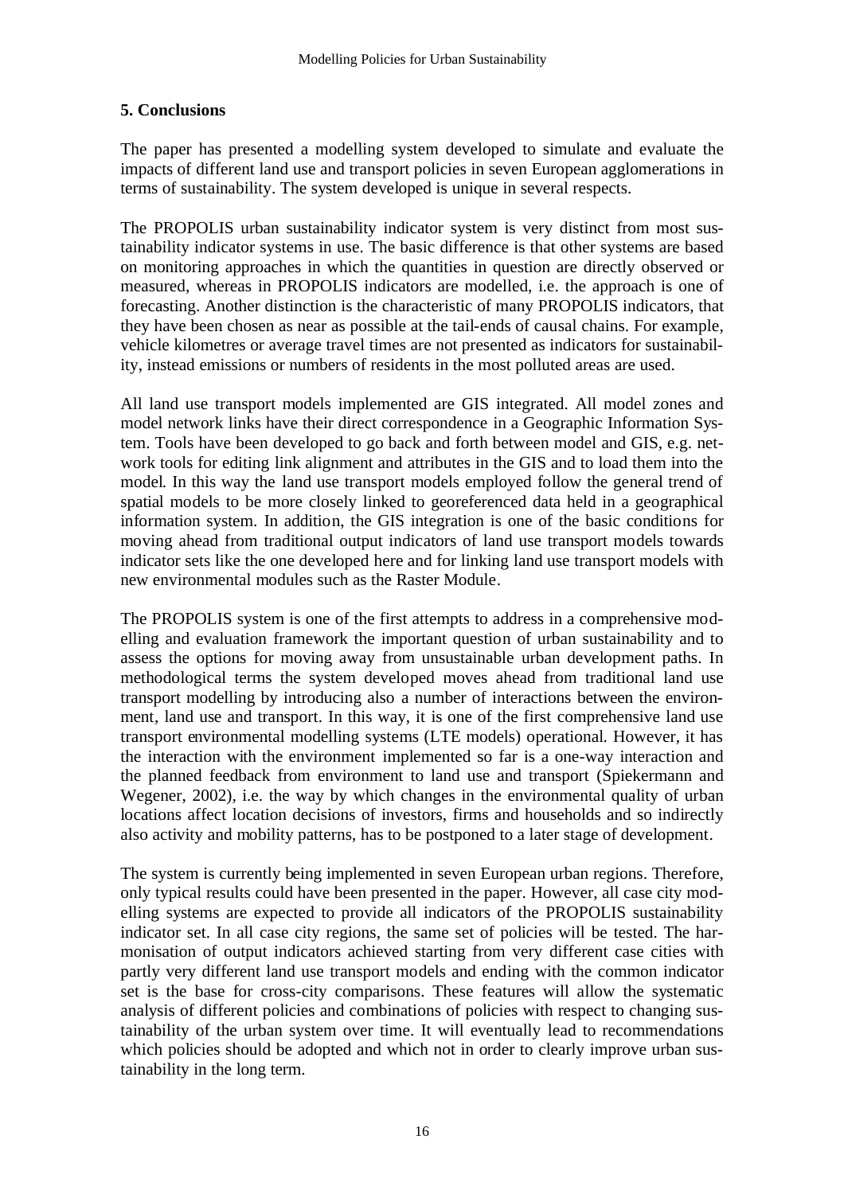## 5. Conclusions

The paper has presented a modelling system developed to simulate and evaluate the impacts of different land use and transport policies in seven European agglomerations in terms of sustainability. The system developed is unique in several respects.

The PROPOLIS urban sustainability indicator system is very distinct from most sustainability indicator systems in use. The basic difference is that other systems are based on monitoring approaches in which the quantities in question are directly observed or measured, whereas in PROPOLIS indicators are modelled, i.e. the approach is one of forecasting. Another distinction is the characteristic of many PROPOLIS indicators, that they have been chosen as near as possible at the tail-ends of causal chains. For example, vehicle kilometres or average travel times are not presented as indicators for sustainability, instead emissions or numbers of residents in the most polluted areas are used.

All land use transport models implemented are GIS integrated. All model zones and model network links have their direct correspondence in a Geographic Information System. Tools have been developed to go back and forth between model and GIS, e.g. network tools for editing link alignment and attributes in the GIS and to load them into the model. In this way the land use transport models employed follow the general trend of spatial models to be more closely linked to georeferenced data held in a geographical information system. In addition, the GIS integration is one of the basic conditions for moving ahead from traditional output indicators of land use transport models towards indicator sets like the one developed here and for linking land use transport models with new environmental modules such as the Raster Module.

The PROPOLIS system is one of the first attempts to address in a comprehensive modelling and evaluation framework the important question of urban sustainability and to assess the options for moving away from unsustainable urban development paths. In methodological terms the system developed moves ahead from traditional land use transport modelling by introducing also a number of interactions between the environment, land use and transport. In this way, it is one of the first comprehensive land use transport environmental modelling systems (LTE models) operational. However, it has the interaction with the environment implemented so far is a one-way interaction and the planned feedback from environment to land use and transport (Spiekermann and Wegener, 2002), i.e. the way by which changes in the environmental quality of urban locations affect location decisions of investors, firms and households and so indirectly also activity and mobility patterns, has to be postponed to a later stage of development.

The system is currently being implemented in seven European urban regions. Therefore, only typical results could have been presented in the paper. However, all case city modelling systems are expected to provide all indicators of the PROPOLIS sustainability indicator set. In all case city regions, the same set of policies will be tested. The harmonisation of output indicators achieved starting from very different case cities with partly very different land use transport models and ending with the common indicator set is the base for cross-city comparisons. These features will allow the systematic analysis of different policies and combinations of policies with respect to changing sustainability of the urban system over time. It will eventually lead to recommendations which policies should be adopted and which not in order to clearly improve urban sustainability in the long term.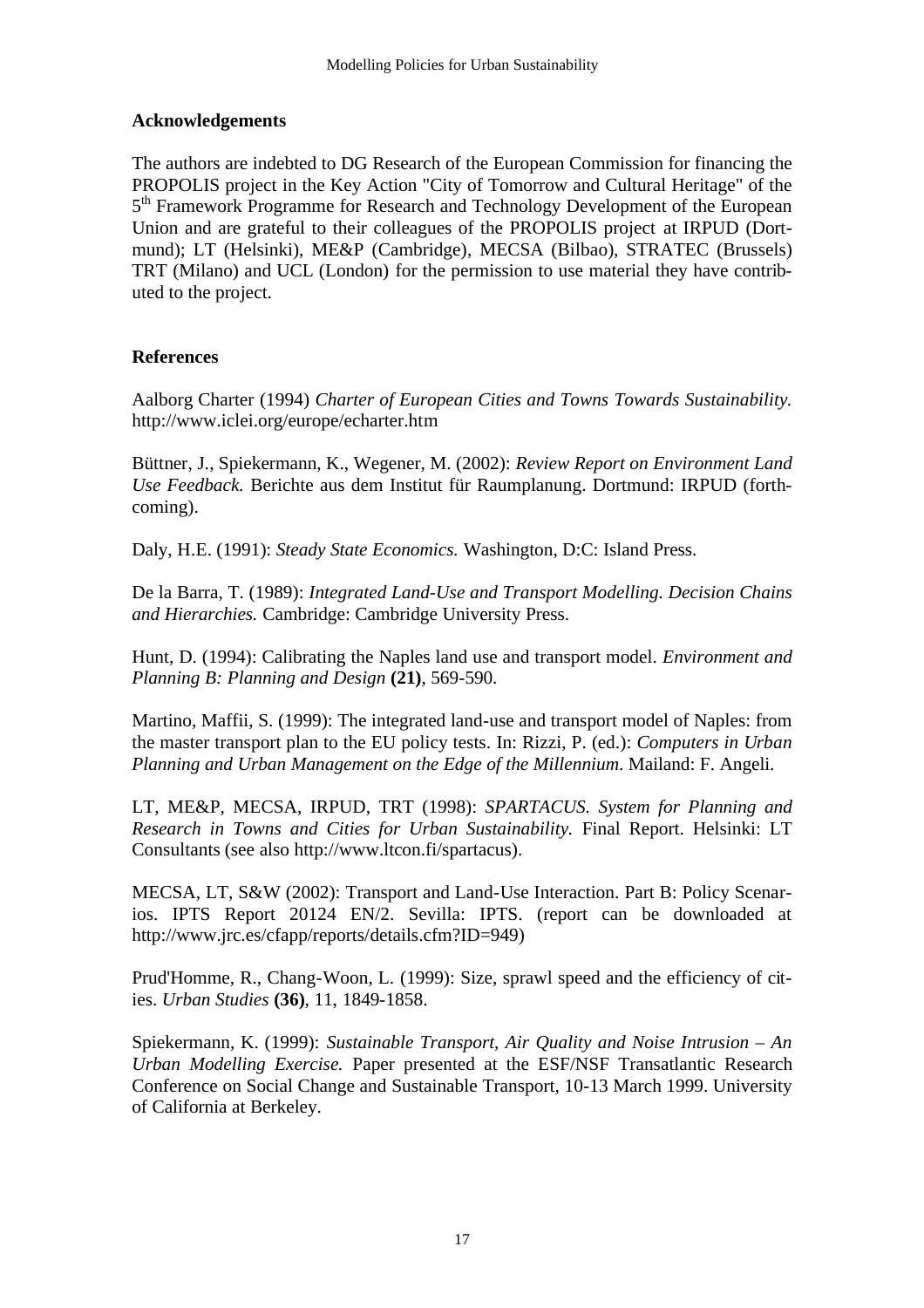## Acknowledgements

The authors are indebted to DG Research of the European Commission for financing the PROPOLIS project in the Key Action "City of Tomorrow and Cultural Heritage" of the 5th Framework Programme for Research and Technology Development of the European Union and are grateful to their colleagues of the PROPOLIS project at IRPUD (Dortmund); LT (Helsinki), ME&P (Cambridge), MECSA (Bilbao), STRATEC (Brussels) TRT (Milano) and UCL (London) for the permission to use material they have contributed to the project.

## References

Aalborg Charter (1994) *Charter of European Cities and Towns Towards Sustainability.* http://www.iclei.org/europe/echarter.htm

Büttner, J., Spiekermann, K., Wegener, M. (2002): *Review Report on Environment Land Use Feedback.* Berichte aus dem Institut für Raumplanung. Dortmund: IRPUD (forthcoming).

Daly, H.E. (1991): *Steady State Economics.* Washington, D:C: Island Press.

De la Barra, T. (1989): *Integrated Land-Use and Transport Modelling. Decision Chains and Hierarchies.* Cambridge: Cambridge University Press.

Hunt, D. (1994): Calibrating the Naples land use and transport model. *Environment and Planning B: Planning and Design* **(21)**, 569-590.

Martino, Maffii, S. (1999): The integrated land-use and transport model of Naples: from the master transport plan to the EU policy tests. In: Rizzi, P. (ed.): *Computers in Urban Planning and Urban Management on the Edge of the Millennium.* Mailand: F. Angeli.

LT, ME&P, MECSA, IRPUD, TRT (1998): *SPARTACUS. System for Planning and Research in Towns and Cities for Urban Sustainability.* Final Report. Helsinki: LT Consultants (see also http://www.ltcon.fi/spartacus).

MECSA, LT, S&W (2002): Transport and Land-Use Interaction. Part B: Policy Scenarios. IPTS Report 20124 EN/2. Sevilla: IPTS. (report can be downloaded at http://www.jrc.es/cfapp/reports/details.cfm?ID=949)

Prud'Homme, R., Chang-Woon, L. (1999): Size, sprawl speed and the efficiency of cities. *Urban Studies* **(36)**, 11, 1849-1858.

Spiekermann, K. (1999): *Sustainable Transport, Air Quality and Noise Intrusion – An Urban Modelling Exercise.* Paper presented at the ESF/NSF Transatlantic Research Conference on Social Change and Sustainable Transport, 10-13 March 1999. University of California at Berkeley.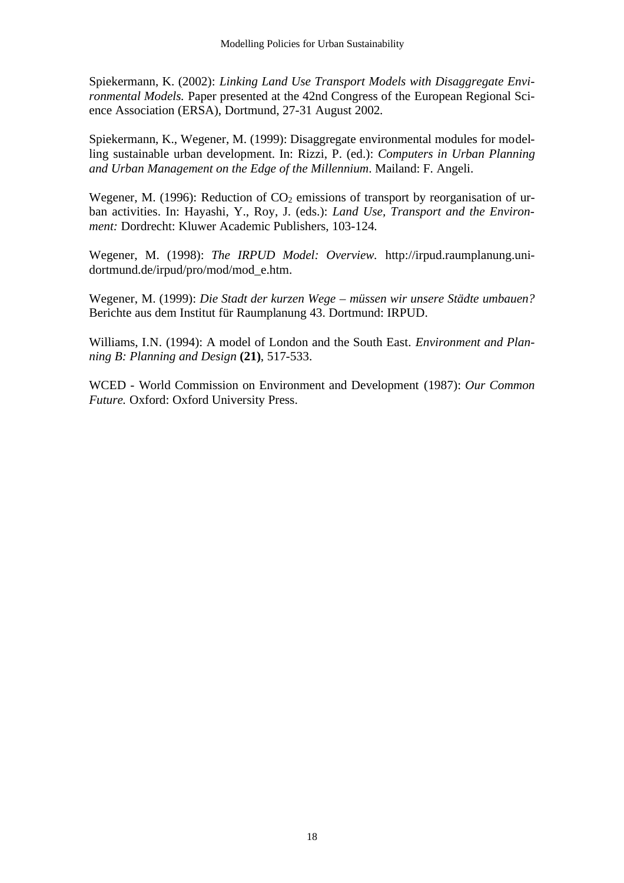Spiekermann, K. (2002): *Linking Land Use Transport Models with Disaggregate Environmental Models.* Paper presented at the 42nd Congress of the European Regional Science Association (ERSA), Dortmund, 27-31 August 2002.

Spiekermann, K., Wegener, M. (1999): Disaggregate environmental modules for modelling sustainable urban development. In: Rizzi, P. (ed.): *Computers in Urban Planning and Urban Management on the Edge of the Millennium*. Mailand: F. Angeli.

Wegener, M. (1996): Reduction of $CO_2$ emissions of transport by reorganisation of urban activities. In: Hayashi, Y., Roy, J. (eds.): *Land Use, Transport and the Environment:* Dordrecht: Kluwer Academic Publishers, 103-124.

Wegener, M. (1998): *The IRPUD Model: Overview.* http://irpud.raumplanung.uni-dortmund.de/irpud/pro/mod/mod_e.htm.

Wegener, M. (1999): *Die Stadt der kurzen Wege – müssen wir unsere Städte umbauen?* Berichte aus dem Institut für Raumplanung 43. Dortmund: IRPUD.

Williams, I.N. (1994): A model of London and the South East. *Environment and Planning B: Planning and Design* **(21)**, 517-533.

WCED - World Commission on Environment and Development (1987): *Our Common Future.* Oxford: Oxford University Press.